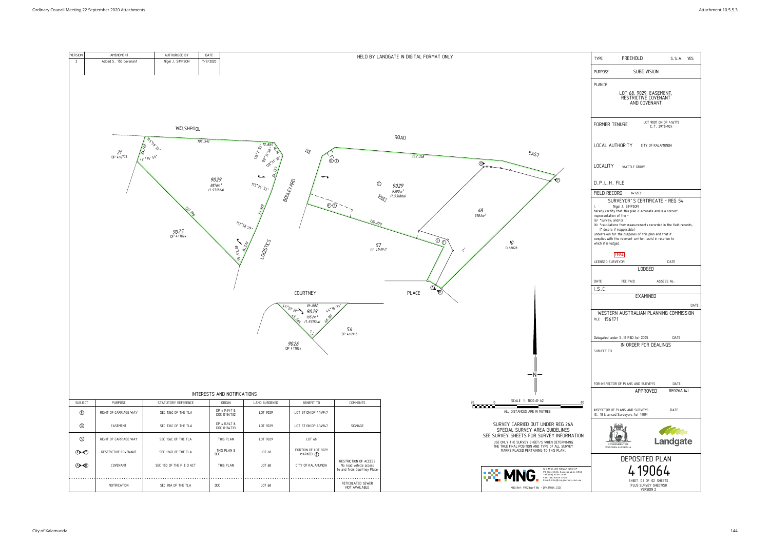| VERSION | AMENDMENT | AUTHORISED BY | DATE |
|---|---|---|---|
| 2 | Added S. 150 Covenant | Nigel J. SIMPSON | 7/9/2020 |

HELD BY LANDGATE IN DIGITAL FORMAT ONLY

| | | |
|---|---|---|
| TYPE | FREEHOLD | S.S.A. YES |
| PURPOSE | SUBDIVISION | |
| PLAN OF | LOT 68, 9029, EASEMENT, RESTRICTIVE COVENANT AND COVENANT | |
| FORMER TENURE | LOT 9007 ON DP 416173 C.T. 2975-924 | |
| LOCAL AUTHORITY | CITY OF KALAMUNDA | |
| LOCALITY | WATTLE GROVE | |
| D.P.L.H. FILE | | |
| FIELD RECORD | 141263 | |

SURVEYOR'S CERTIFICATE - REG 54

I, Nigel J. SIMPSON hereby certify that this plan is accurate and is a correct representation of the -
(a) \*survey; and/or
(b) \*calculations from measurements recorded in the field records, (\* delete if inapplicable)
undertaken for the purposes of this plan and that it complies with the relevant written law(s) in relation to which it is lodged.

FINAL

LICENSED SURVEYOR DATE

LODGED

DATE FEE PAID ASSESS No.

I.S.C.

EXAMINED

DATE

WESTERN AUSTRALIAN PLANNING COMMISSION

FILE 156171

Delegated under S.16 P&D Act 2005 DATE

IN ORDER FOR DEALINGS

SUBJECT TO

FOR INSPECTOR OF PLANS AND SURVEYS DATE

APPROVED REG26A (4)

INSPECTOR OF PLANS AND SURVEYS DATE
(S. 18 Licensed Surveyors Act 1909)

GOVERNMENT OF WESTERN AUSTRALIA — Landgate

DEPOSITED PLAN

419064

SHEET 01 OF 02 SHEETS (PLUS SURVEY SHEET(S)) VERSION 2

WELSHPOOL ROAD EAST — 21 DP 416773 — 9029 8876m² (1.9318ha) — BOULEVARD — 9025 DP 417824 — LOGISTICS — 9029 9390m² (1.9318ha) — STREET — 68 5183m² — 57 DP 414947 — 10 D 68028 — COURTNEY PLACE — 9029 1052m² (1.9318ha) — 56 DP 416918 — 9026 DP 417824

SCALE 1 : 1000 @ A2

ALL DISTANCES ARE IN METRES

SURVEY CARRIED OUT UNDER REG 26A SPECIAL SURVEY AREA GUIDELINES SEE SURVEY SHEETS FOR SURVEY INFORMATION

USE ONLY THE SURVEY SHEET/S WHEN DETERMINING THE TRUE FINAL POSITION AND TYPE OF ALL SURVEY MARKS PLACED PERTAINING TO THIS PLAN.

MNG — MC MULLEN NOLAN GROUP PO Box 5526, Success W.A. 6964 Tel: (08) 6436 1599 Fax: (08) 6436 1500 Email: info@mngsurvey.com.au

MNG Ref : 99026dp-11b - DP419064.CSD

INTERESTS AND NOTIFICATIONS

| SUBJECT | PURPOSE | STATUTORY REFERENCE | ORIGIN | LAND BURDENED | BENEFIT TO | COMMENTS |
|---|---|---|---|---|---|---|
| (T) | RIGHT OF CARRIAGE WAY | SEC 136C OF THE TLA | DP 414947 & DOC O184732 | LOT 9029 | LOT 57 ON DP 414947 | |
| (G) | EASEMENT | SEC 136C OF THE TLA | DP 414947 & DOC O184733 | LOT 9029 | LOT 57 ON DP 414947 | SIGNAGE |
| (S) | RIGHT OF CARRIAGE WAY | SEC 136C OF THE TLA | THIS PLAN | LOT 9029 | LOT 68 | |
| (X)→(Y) | RESTRICTIVE COVENANT | SEC 136D OF THE TLA | THIS PLAN & DOC | LOT 68 | PORTION OF LOT 9029 MARKED (T) | |
| (A)→(B) | COVENANT | SEC 150 OF THE P & D ACT | THIS PLAN | LOT 68 | CITY OF KALAMUNDA | RESTRICTION OF ACCESS No road vehicle access to and from Courtney Place |
| | NOTIFICATION | SEC 70A OF THE TLA | DOC | LOT 68 | | RETICULATED SEWER NOT AVAILABLE |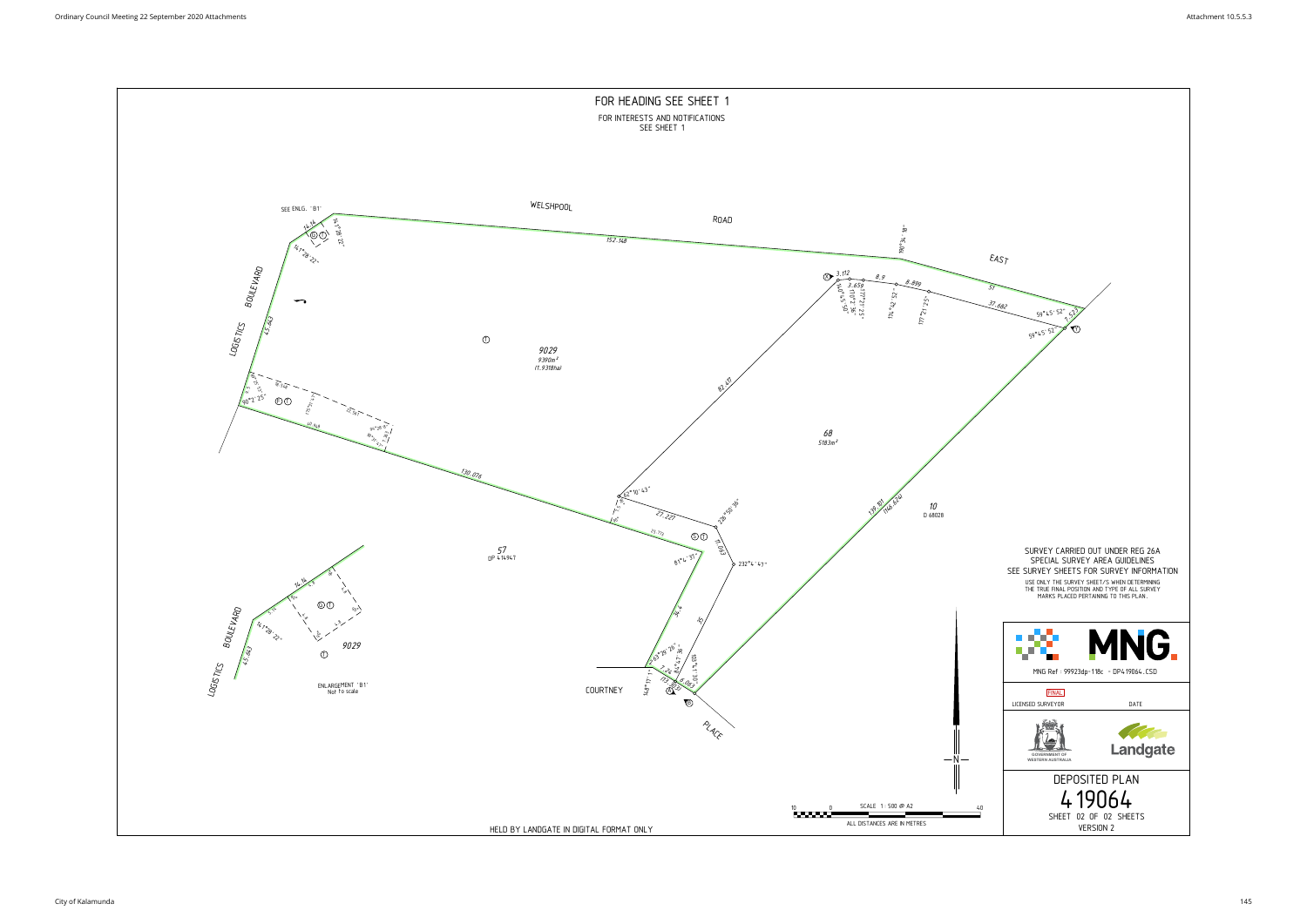FOR HEADING SEE SHEET 1

FOR INTERESTS AND NOTIFICATIONS SEE SHEET 1

WELSHPOOL ROAD EAST

LOGISTICS BOULEVARD

COURTNEY PLACE

9029
9390m²
(1.9318ha)

68
5183m²

57
DP 414947

10
D 68028

ENLARGEMENT 'B1'
Not to scale

SURVEY CARRIED OUT UNDER REG 26A
SPECIAL SURVEY AREA GUIDELINES
SEE SURVEY SHEETS FOR SURVEY INFORMATION

USE ONLY THE SURVEY SHEET/S WHEN DETERMINING THE TRUE FINAL POSITION AND TYPE OF ALL SURVEY MARKS PLACED PERTAINING TO THIS PLAN.

MNG Ref : 99923dp-118c - DP419064.CSD

FINAL

LICENSED SURVEYOR | DATE

GOVERNMENT OF WESTERN AUSTRALIA

Landgate

DEPOSITED PLAN
419064
SHEET 02 OF 02 SHEETS
VERSION 2

SCALE 1 : 500 @ A2

ALL DISTANCES ARE IN METRES

HELD BY LANDGATE IN DIGITAL FORMAT ONLY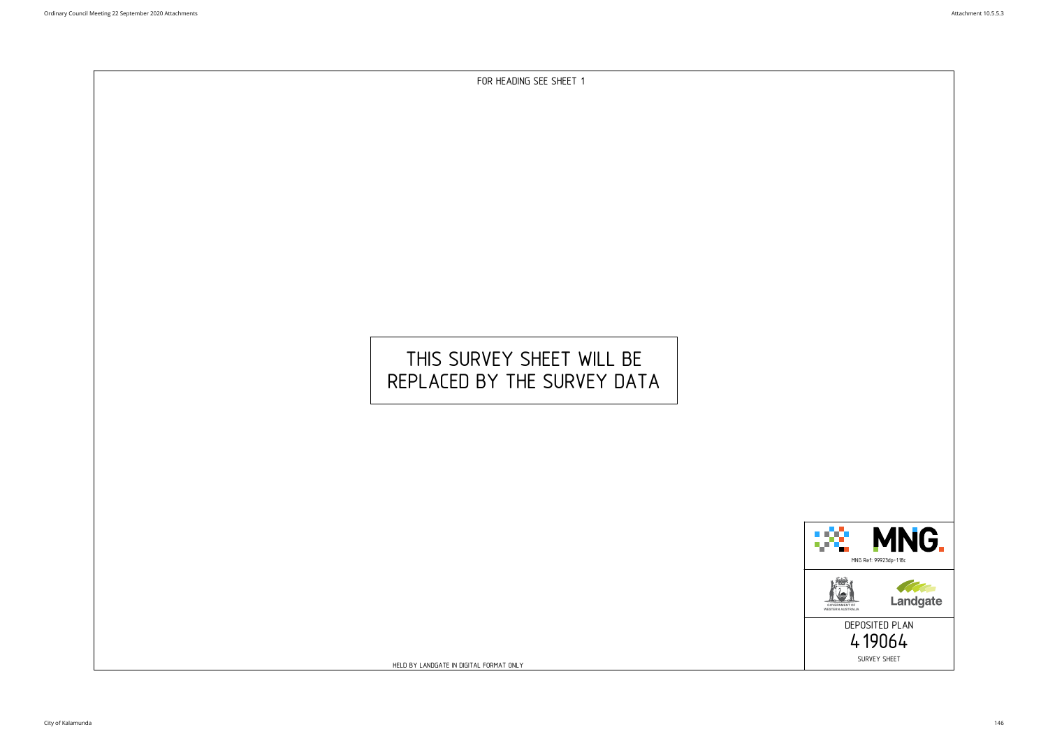FOR HEADING SEE SHEET 1

THIS SURVEY SHEET WILL BE
REPLACED BY THE SURVEY DATA

MNG.

MNG Ref: 99923dp-118c

GOVERNMENT OF
WESTERN AUSTRALIA

Landgate

DEPOSITED PLAN

419064

SURVEY SHEET

HELD BY LANDGATE IN DIGITAL FORMAT ONLY